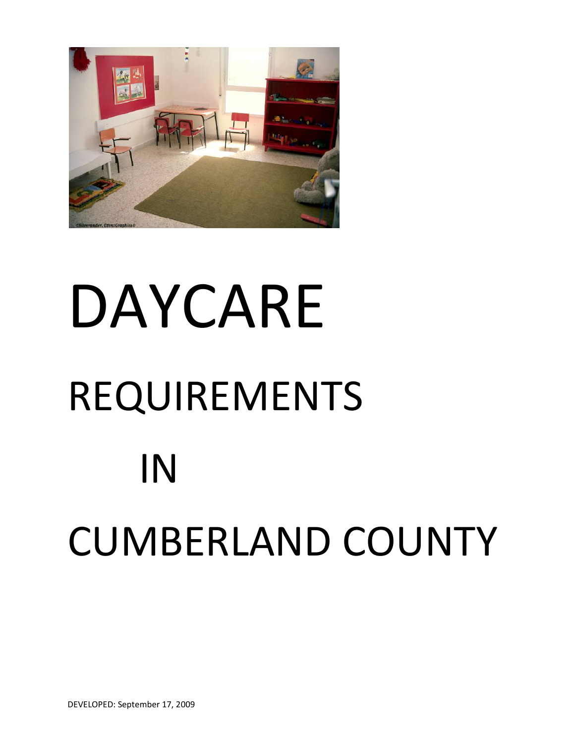# DAYCARE

# REQUIREMENTS

# IN

# CUMBERLAND COUNTY

DEVELOPED: September 17, 2009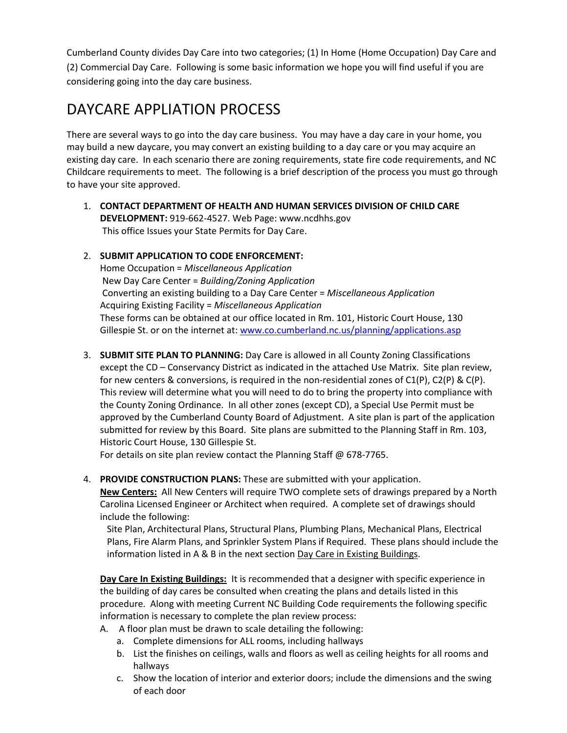Cumberland County divides Day Care into two categories; (1) In Home (Home Occupation) Day Care and (2) Commercial Day Care. Following is some basic information we hope you will find useful if you are considering going into the day care business.

# DAYCARE APPLIATION PROCESS

There are several ways to go into the day care business. You may have a day care in your home, you may build a new daycare, you may convert an existing building to a day care or you may acquire an existing day care. In each scenario there are zoning requirements, state fire code requirements, and NC Childcare requirements to meet. The following is a brief description of the process you must go through to have your site approved.

1. **CONTACT DEPARTMENT OF HEALTH AND HUMAN SERVICES DIVISION OF CHILD CARE DEVELOPMENT:** 919-662-4527. Web Page: www.ncdhhs.gov
   This office Issues your State Permits for Day Care.

2. **SUBMIT APPLICATION TO CODE ENFORCEMENT:**
   Home Occupation = *Miscellaneous Application*
   New Day Care Center = *Building/Zoning Application*
   Converting an existing building to a Day Care Center = *Miscellaneous Application*
   Acquiring Existing Facility = *Miscellaneous Application*
   These forms can be obtained at our office located in Rm. 101, Historic Court House, 130 Gillespie St. or on the internet at: [www.co.cumberland.nc.us/planning/applications.asp](www.co.cumberland.nc.us/planning/applications.asp)

3. **SUBMIT SITE PLAN TO PLANNING:** Day Care is allowed in all County Zoning Classifications except the CD – Conservancy District as indicated in the attached Use Matrix. Site plan review, for new centers & conversions, is required in the non-residential zones of C1(P), C2(P) & C(P). This review will determine what you will need to do to bring the property into compliance with the County Zoning Ordinance. In all other zones (except CD), a Special Use Permit must be approved by the Cumberland County Board of Adjustment. A site plan is part of the application submitted for review by this Board. Site plans are submitted to the Planning Staff in Rm. 103, Historic Court House, 130 Gillespie St.
   For details on site plan review contact the Planning Staff @ 678-7765.

4. **PROVIDE CONSTRUCTION PLANS:** These are submitted with your application.
   **New Centers:** All New Centers will require TWO complete sets of drawings prepared by a North Carolina Licensed Engineer or Architect when required. A complete set of drawings should include the following:
   Site Plan, Architectural Plans, Structural Plans, Plumbing Plans, Mechanical Plans, Electrical Plans, Fire Alarm Plans, and Sprinkler System Plans if Required. These plans should include the information listed in A & B in the next section Day Care in Existing Buildings.

   **Day Care In Existing Buildings:** It is recommended that a designer with specific experience in the building of day cares be consulted when creating the plans and details listed in this procedure. Along with meeting Current NC Building Code requirements the following specific information is necessary to complete the plan review process:

   A. A floor plan must be drawn to scale detailing the following:
      a. Complete dimensions for ALL rooms, including hallways
      b. List the finishes on ceilings, walls and floors as well as ceiling heights for all rooms and hallways
      c. Show the location of interior and exterior doors; include the dimensions and the swing of each door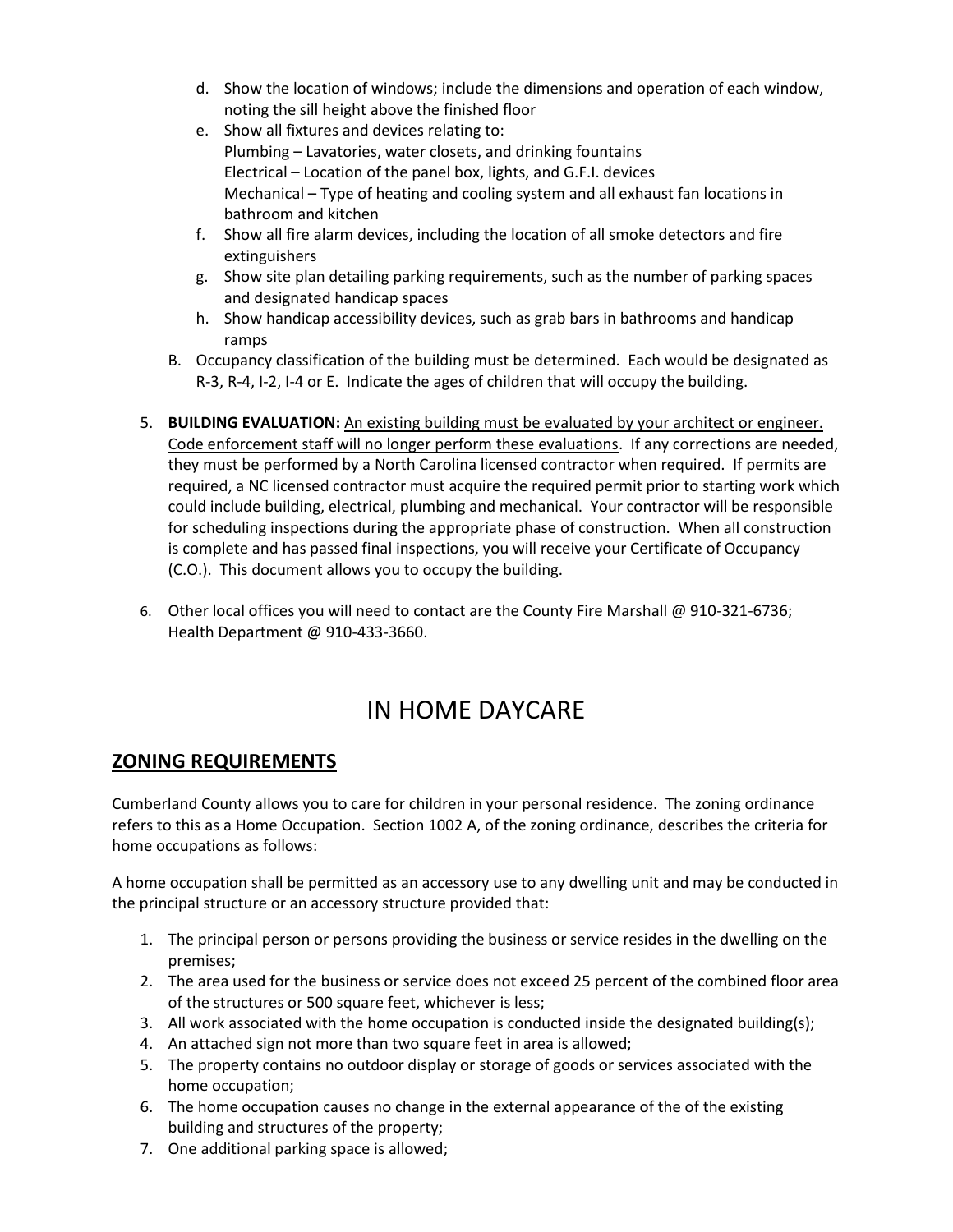d. Show the location of windows; include the dimensions and operation of each window, noting the sill height above the finished floor
   e. Show all fixtures and devices relating to:
      Plumbing – Lavatories, water closets, and drinking fountains
      Electrical – Location of the panel box, lights, and G.F.I. devices
      Mechanical – Type of heating and cooling system and all exhaust fan locations in bathroom and kitchen
   f. Show all fire alarm devices, including the location of all smoke detectors and fire extinguishers
   g. Show site plan detailing parking requirements, such as the number of parking spaces and designated handicap spaces
   h. Show handicap accessibility devices, such as grab bars in bathrooms and handicap ramps

B. Occupancy classification of the building must be determined. Each would be designated as R-3, R-4, I-2, I-4 or E. Indicate the ages of children that will occupy the building.

5. **BUILDING EVALUATION:** <u>An existing building must be evaluated by your architect or engineer. Code enforcement staff will no longer perform these evaluations</u>. If any corrections are needed, they must be performed by a North Carolina licensed contractor when required. If permits are required, a NC licensed contractor must acquire the required permit prior to starting work which could include building, electrical, plumbing and mechanical. Your contractor will be responsible for scheduling inspections during the appropriate phase of construction. When all construction is complete and has passed final inspections, you will receive your Certificate of Occupancy (C.O.). This document allows you to occupy the building.

6. Other local offices you will need to contact are the County Fire Marshall @ 910-321-6736; Health Department @ 910-433-3660.

# IN HOME DAYCARE

## ZONING REQUIREMENTS

Cumberland County allows you to care for children in your personal residence. The zoning ordinance refers to this as a Home Occupation. Section 1002 A, of the zoning ordinance, describes the criteria for home occupations as follows:

A home occupation shall be permitted as an accessory use to any dwelling unit and may be conducted in the principal structure or an accessory structure provided that:

1. The principal person or persons providing the business or service resides in the dwelling on the premises;
2. The area used for the business or service does not exceed 25 percent of the combined floor area of the structures or 500 square feet, whichever is less;
3. All work associated with the home occupation is conducted inside the designated building(s);
4. An attached sign not more than two square feet in area is allowed;
5. The property contains no outdoor display or storage of goods or services associated with the home occupation;
6. The home occupation causes no change in the external appearance of the of the existing building and structures of the property;
7. One additional parking space is allowed;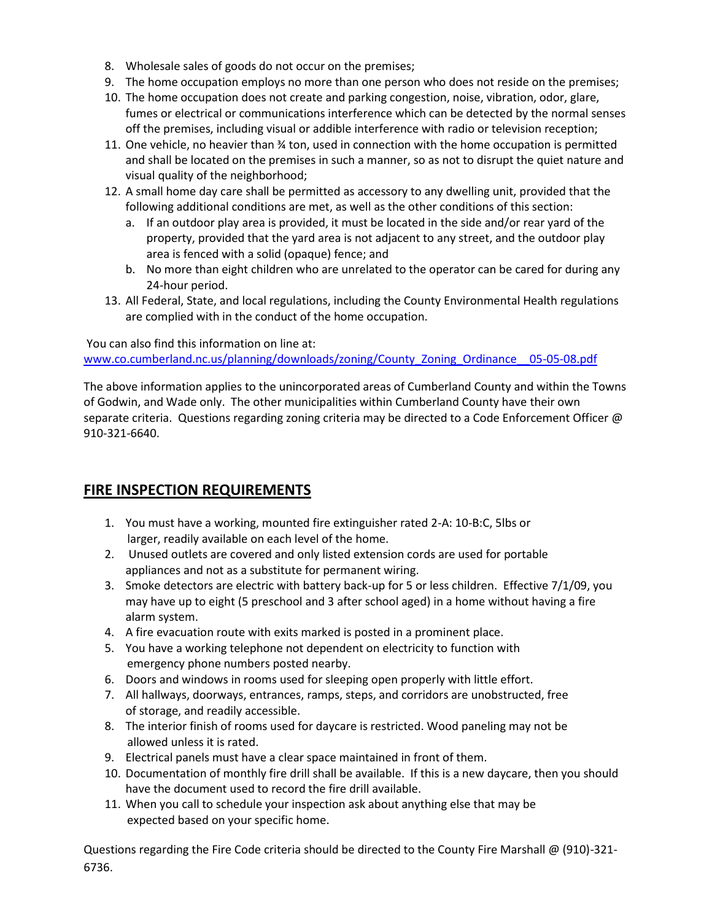8. Wholesale sales of goods do not occur on the premises;
9. The home occupation employs no more than one person who does not reside on the premises;
10. The home occupation does not create and parking congestion, noise, vibration, odor, glare, fumes or electrical or communications interference which can be detected by the normal senses off the premises, including visual or addible interference with radio or television reception;
11. One vehicle, no heavier than ¾ ton, used in connection with the home occupation is permitted and shall be located on the premises in such a manner, so as not to disrupt the quiet nature and visual quality of the neighborhood;
12. A small home day care shall be permitted as accessory to any dwelling unit, provided that the following additional conditions are met, as well as the other conditions of this section:
    a. If an outdoor play area is provided, it must be located in the side and/or rear yard of the property, provided that the yard area is not adjacent to any street, and the outdoor play area is fenced with a solid (opaque) fence; and
    b. No more than eight children who are unrelated to the operator can be cared for during any 24-hour period.
13. All Federal, State, and local regulations, including the County Environmental Health regulations are complied with in the conduct of the home occupation.

You can also find this information on line at:
www.co.cumberland.nc.us/planning/downloads/zoning/County_Zoning_Ordinance__05-05-08.pdf

The above information applies to the unincorporated areas of Cumberland County and within the Towns of Godwin, and Wade only. The other municipalities within Cumberland County have their own separate criteria. Questions regarding zoning criteria may be directed to a Code Enforcement Officer @ 910-321-6640.

## FIRE INSPECTION REQUIREMENTS

1. You must have a working, mounted fire extinguisher rated 2-A: 10-B:C, 5lbs or larger, readily available on each level of the home.
2. Unused outlets are covered and only listed extension cords are used for portable appliances and not as a substitute for permanent wiring.
3. Smoke detectors are electric with battery back-up for 5 or less children. Effective 7/1/09, you may have up to eight (5 preschool and 3 after school aged) in a home without having a fire alarm system.
4. A fire evacuation route with exits marked is posted in a prominent place.
5. You have a working telephone not dependent on electricity to function with emergency phone numbers posted nearby.
6. Doors and windows in rooms used for sleeping open properly with little effort.
7. All hallways, doorways, entrances, ramps, steps, and corridors are unobstructed, free of storage, and readily accessible.
8. The interior finish of rooms used for daycare is restricted. Wood paneling may not be allowed unless it is rated.
9. Electrical panels must have a clear space maintained in front of them.
10. Documentation of monthly fire drill shall be available. If this is a new daycare, then you should have the document used to record the fire drill available.
11. When you call to schedule your inspection ask about anything else that may be expected based on your specific home.

Questions regarding the Fire Code criteria should be directed to the County Fire Marshall @ (910)-321-6736.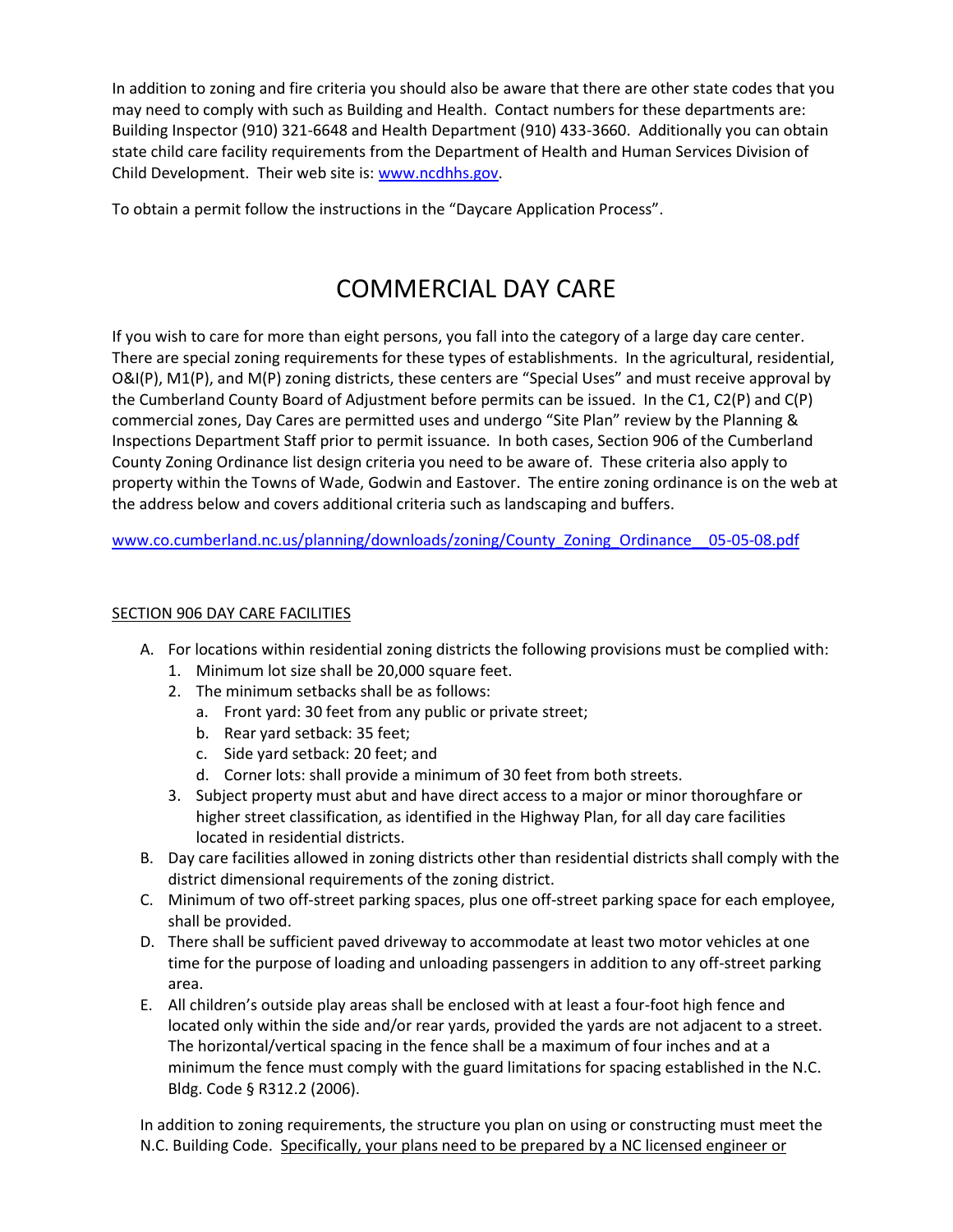In addition to zoning and fire criteria you should also be aware that there are other state codes that you may need to comply with such as Building and Health. Contact numbers for these departments are: Building Inspector (910) 321-6648 and Health Department (910) 433-3660. Additionally you can obtain state child care facility requirements from the Department of Health and Human Services Division of Child Development. Their web site is: [www.ncdhhs.gov](http://www.ncdhhs.gov).

To obtain a permit follow the instructions in the "Daycare Application Process".

# COMMERCIAL DAY CARE

If you wish to care for more than eight persons, you fall into the category of a large day care center. There are special zoning requirements for these types of establishments. In the agricultural, residential, O&I(P), M1(P), and M(P) zoning districts, these centers are "Special Uses" and must receive approval by the Cumberland County Board of Adjustment before permits can be issued. In the C1, C2(P) and C(P) commercial zones, Day Cares are permitted uses and undergo "Site Plan" review by the Planning & Inspections Department Staff prior to permit issuance. In both cases, Section 906 of the Cumberland County Zoning Ordinance list design criteria you need to be aware of. These criteria also apply to property within the Towns of Wade, Godwin and Eastover. The entire zoning ordinance is on the web at the address below and covers additional criteria such as landscaping and buffers.

[www.co.cumberland.nc.us/planning/downloads/zoning/County_Zoning_Ordinance__05-05-08.pdf](http://www.co.cumberland.nc.us/planning/downloads/zoning/County_Zoning_Ordinance__05-05-08.pdf)

<u>SECTION 906 DAY CARE FACILITIES</u>

A. For locations within residential zoning districts the following provisions must be complied with:
   1. Minimum lot size shall be 20,000 square feet.
   2. The minimum setbacks shall be as follows:
      a. Front yard: 30 feet from any public or private street;
      b. Rear yard setback: 35 feet;
      c. Side yard setback: 20 feet; and
      d. Corner lots: shall provide a minimum of 30 feet from both streets.
   3. Subject property must abut and have direct access to a major or minor thoroughfare or higher street classification, as identified in the Highway Plan, for all day care facilities located in residential districts.

B. Day care facilities allowed in zoning districts other than residential districts shall comply with the district dimensional requirements of the zoning district.

C. Minimum of two off-street parking spaces, plus one off-street parking space for each employee, shall be provided.

D. There shall be sufficient paved driveway to accommodate at least two motor vehicles at one time for the purpose of loading and unloading passengers in addition to any off-street parking area.

E. All children's outside play areas shall be enclosed with at least a four-foot high fence and located only within the side and/or rear yards, provided the yards are not adjacent to a street. The horizontal/vertical spacing in the fence shall be a maximum of four inches and at a minimum the fence must comply with the guard limitations for spacing established in the N.C. Bldg. Code § R312.2 (2006).

In addition to zoning requirements, the structure you plan on using or constructing must meet the N.C. Building Code. <u>Specifically, your plans need to be prepared by a NC licensed engineer or</u>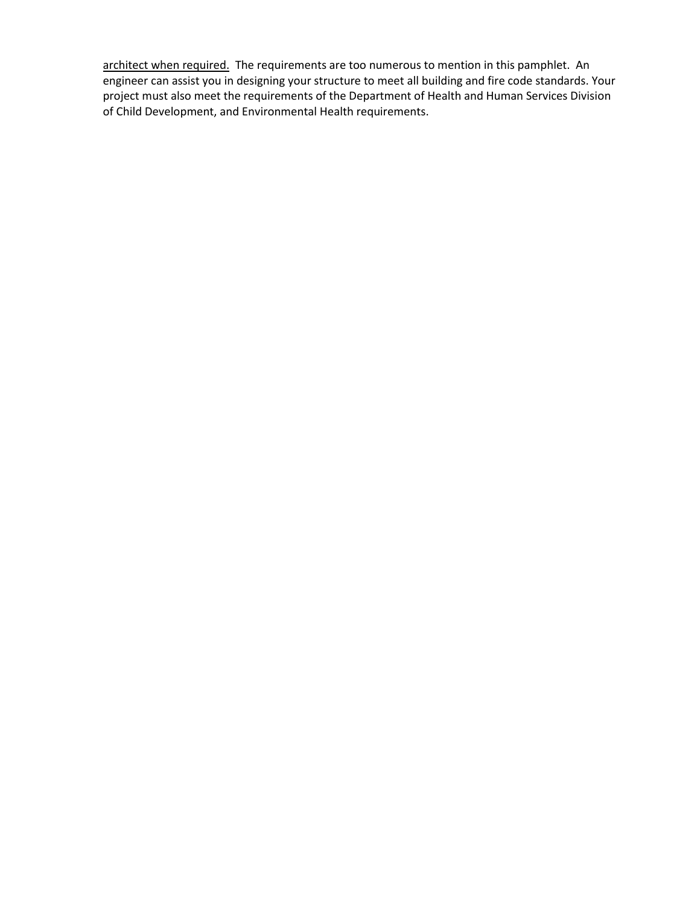<u>architect when required.</u> The requirements are too numerous to mention in this pamphlet. An engineer can assist you in designing your structure to meet all building and fire code standards. Your project must also meet the requirements of the Department of Health and Human Services Division of Child Development, and Environmental Health requirements.